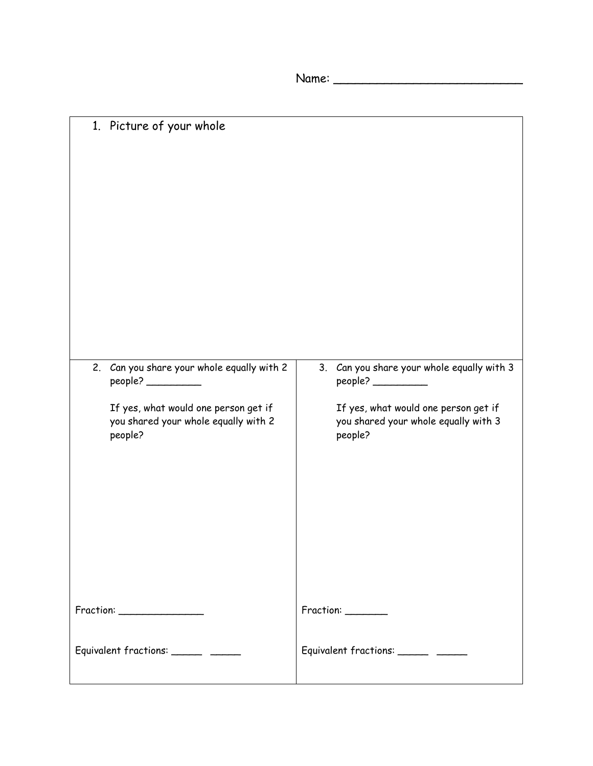Name: ___________________________

1. Picture of your whole

2. Can you share your whole equally with 2 people? _________

   If yes, what would one person get if you shared your whole equally with 2 people?

Fraction: ______________

Equivalent fractions: _____ _____

3. Can you share your whole equally with 3 people? _________

   If yes, what would one person get if you shared your whole equally with 3 people?

Fraction: _______

Equivalent fractions: _____ _____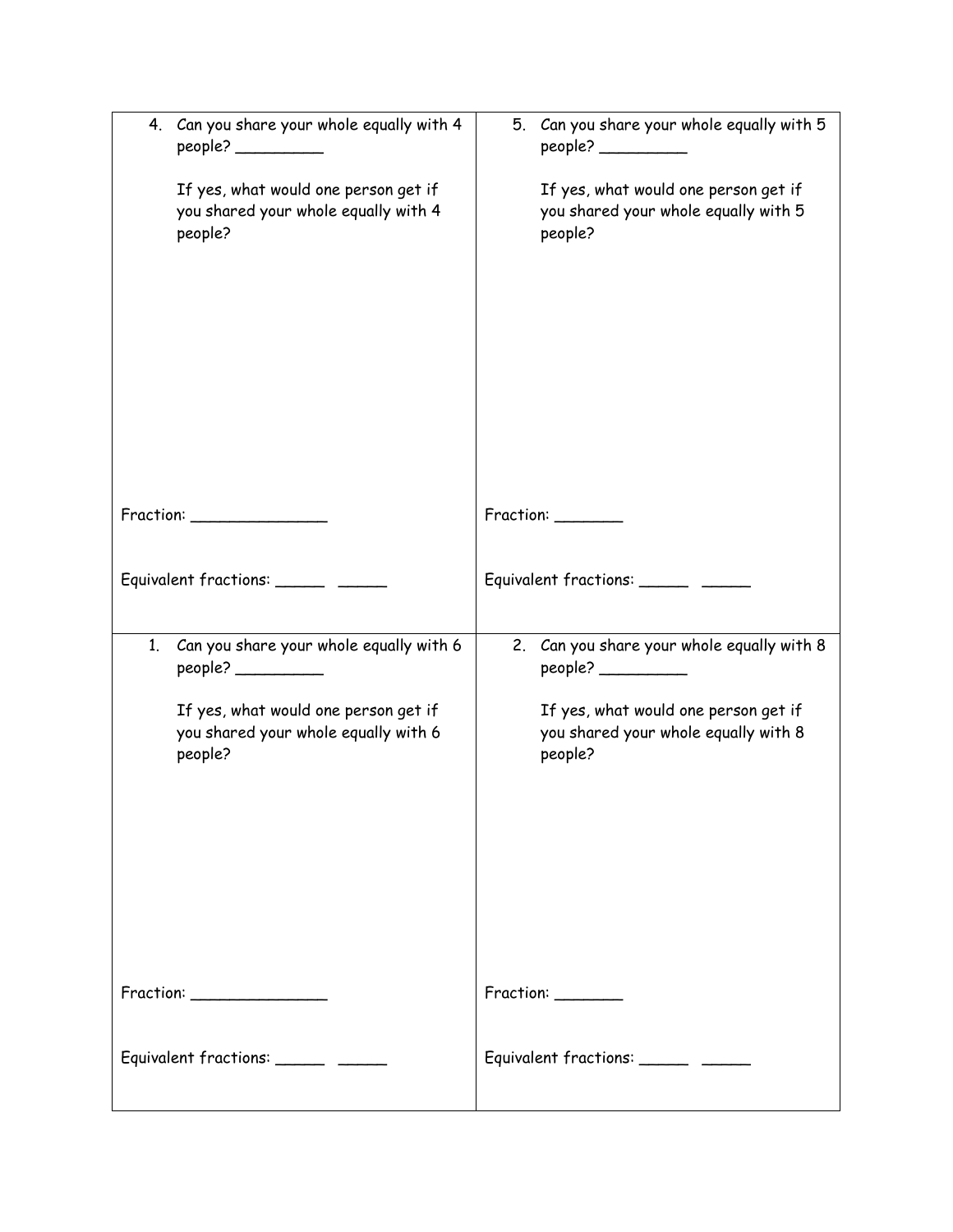4. Can you share your whole equally with 4 people? _________

   If yes, what would one person get if you shared your whole equally with 4 people?

Fraction: ______________

Equivalent fractions: _____ _____

5. Can you share your whole equally with 5 people? _________

   If yes, what would one person get if you shared your whole equally with 5 people?

Fraction: _______

Equivalent fractions: _____ _____

1. Can you share your whole equally with 6 people? _________

   If yes, what would one person get if you shared your whole equally with 6 people?

Fraction: ______________

Equivalent fractions: _____ _____

2. Can you share your whole equally with 8 people? _________

   If yes, what would one person get if you shared your whole equally with 8 people?

Fraction: _______

Equivalent fractions: _____ _____